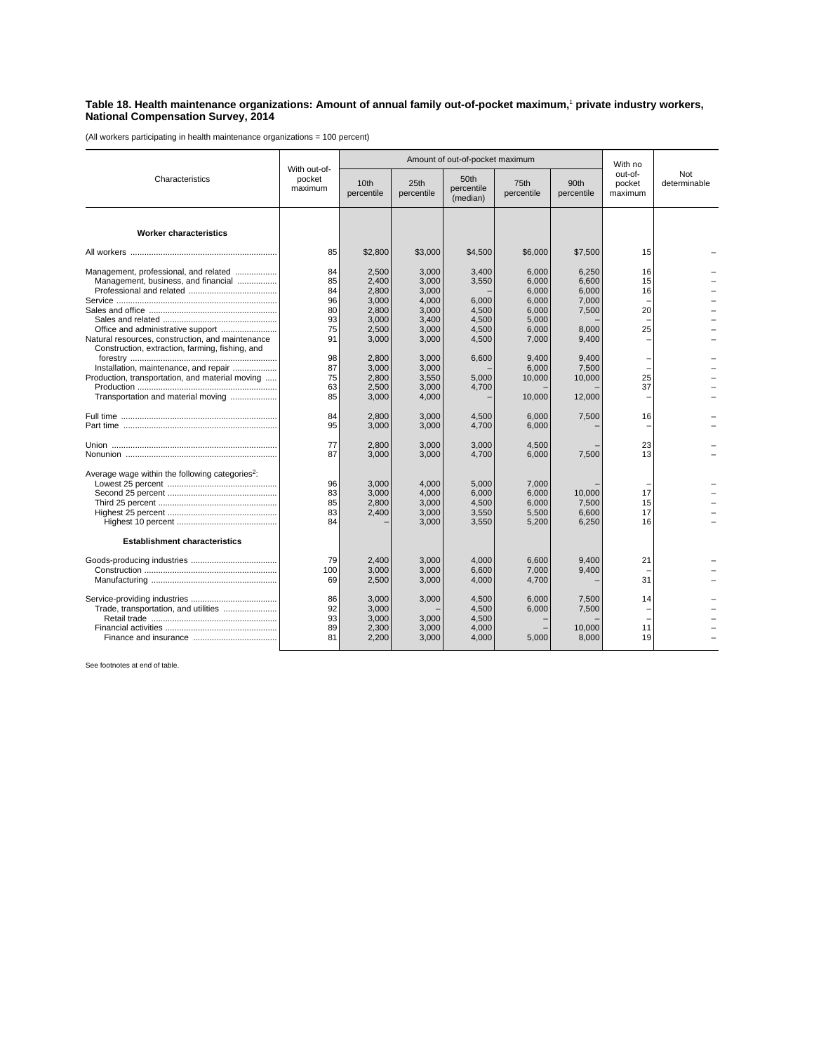**Table 18. Health maintenance organizations: Amount of annual family out-of-pocket maximum,[1] private industry workers, National Compensation Survey, 2014**

(All workers participating in health maintenance organizations = 100 percent)

| Characteristics | With out-of-pocket maximum | Amount of out-of-pocket maximum | | | | | With no out-of-pocket maximum | Not determinable |
|---|---|---|---|---|---|---|---|---|
| | | 10th percentile | 25th percentile | 50th percentile (median) | 75th percentile | 90th percentile | | |
| **Worker characteristics** | | | | | | | | |
| All workers | 85 | $2,800 | $3,000 | $4,500 | $6,000 | $7,500 | 15 | – |
| Management, professional, and related | 84 | 2,500 | 3,000 | 3,400 | 6,000 | 6,250 | 16 | – |
| Management, business, and financial | 85 | 2,400 | 3,000 | 3,550 | 6,000 | 6,600 | 15 | – |
| Professional and related | 84 | 2,800 | 3,000 | – | 6,000 | 6,000 | 16 | – |
| Service | 96 | 3,000 | 4,000 | 6,000 | 6,000 | 7,000 | – | – |
| Sales and office | 80 | 2,800 | 3,000 | 4,500 | 6,000 | 7,500 | 20 | – |
| Sales and related | 93 | 3,000 | 3,400 | 4,500 | 5,000 | – | – | – |
| Office and administrative support | 75 | 2,500 | 3,000 | 4,500 | 6,000 | 8,000 | 25 | – |
| Natural resources, construction, and maintenance | 91 | 3,000 | 3,000 | 4,500 | 7,000 | 9,400 | – | – |
| Construction, extraction, farming, fishing, and forestry | 98 | 2,800 | 3,000 | 6,600 | 9,400 | 9,400 | – | – |
| Installation, maintenance, and repair | 87 | 3,000 | 3,000 | – | 6,000 | 7,500 | – | – |
| Production, transportation, and material moving | 75 | 2,800 | 3,550 | 5,000 | 10,000 | 10,000 | 25 | – |
| Production | 63 | 2,500 | 3,000 | 4,700 | – | – | 37 | – |
| Transportation and material moving | 85 | 3,000 | 4,000 | – | 10,000 | 12,000 | – | – |
| Full time | 84 | 2,800 | 3,000 | 4,500 | 6,000 | 7,500 | 16 | – |
| Part time | 95 | 3,000 | 3,000 | 4,700 | 6,000 | – | – | – |
| Union | 77 | 2,800 | 3,000 | 3,000 | 4,500 | – | 23 | – |
| Nonunion | 87 | 3,000 | 3,000 | 4,700 | 6,000 | 7,500 | 13 | – |
| Average wage within the following categories[2]: | | | | | | | | |
| Lowest 25 percent | 96 | 3,000 | 4,000 | 5,000 | 7,000 | – | – | – |
| Second 25 percent | 83 | 3,000 | 4,000 | 6,000 | 6,000 | 10,000 | 17 | – |
| Third 25 percent | 85 | 2,800 | 3,000 | 4,500 | 6,000 | 7,500 | 15 | – |
| Highest 25 percent | 83 | 2,400 | 3,000 | 3,550 | 5,500 | 6,600 | 17 | – |
| Highest 10 percent | 84 | – | 3,000 | 3,550 | 5,200 | 6,250 | 16 | – |
| **Establishment characteristics** | | | | | | | | |
| Goods-producing industries | 79 | 2,400 | 3,000 | 4,000 | 6,600 | 9,400 | 21 | – |
| Construction | 100 | 3,000 | 3,000 | 6,600 | 7,000 | 9,400 | – | – |
| Manufacturing | 69 | 2,500 | 3,000 | 4,000 | 4,700 | – | 31 | – |
| Service-providing industries | 86 | 3,000 | 3,000 | 4,500 | 6,000 | 7,500 | 14 | – |
| Trade, transportation, and utilities | 92 | 3,000 | – | 4,500 | 6,000 | 7,500 | – | – |
| Retail trade | 93 | 3,000 | 3,000 | 4,500 | – | – | – | – |
| Financial activities | 89 | 2,300 | 3,000 | 4,000 | – | 10,000 | 11 | – |
| Finance and insurance | 81 | 2,200 | 3,000 | 4,000 | 5,000 | 8,000 | 19 | – |

See footnotes at end of table.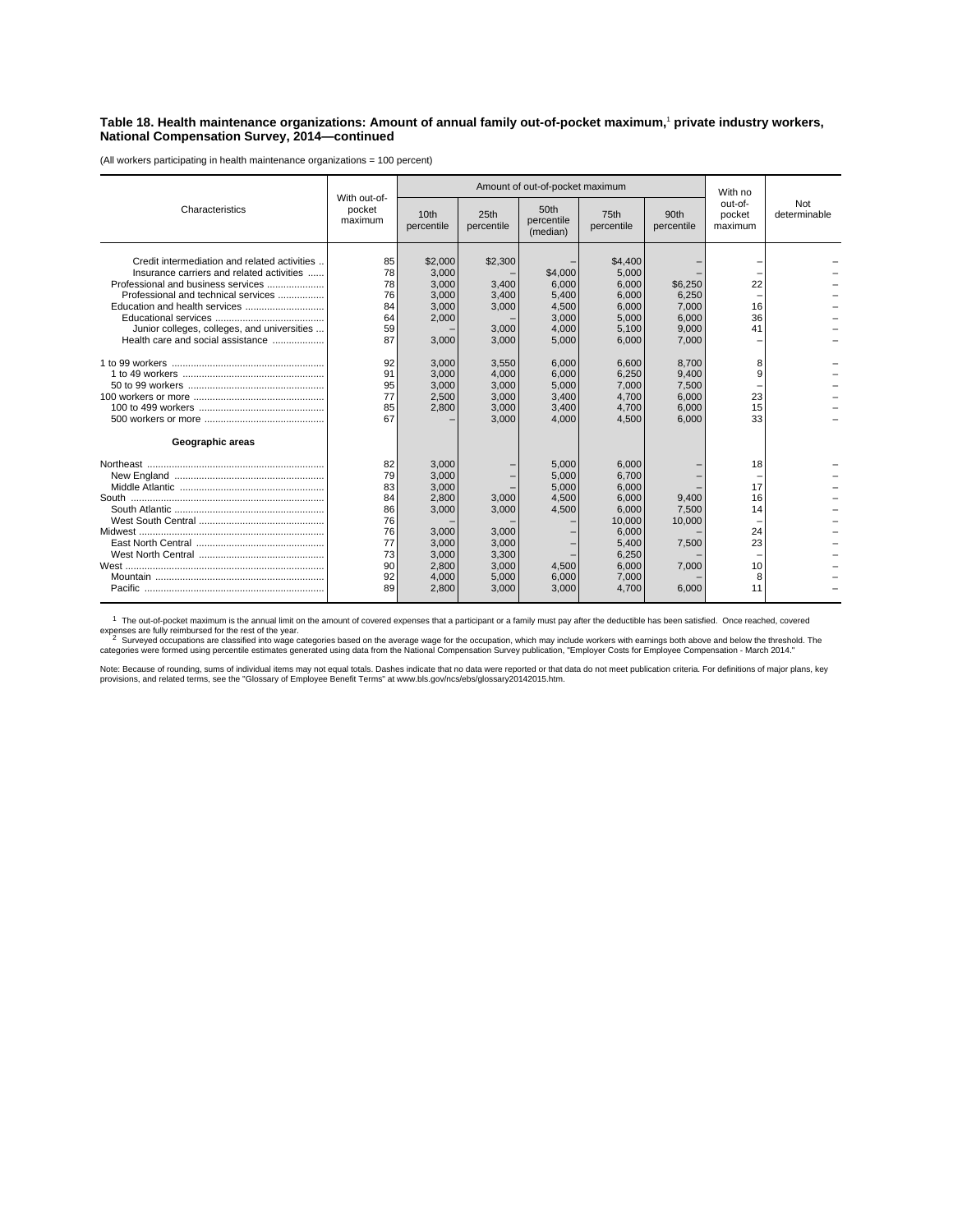**Table 18. Health maintenance organizations: Amount of annual family out-of-pocket maximum,[1] private industry workers, National Compensation Survey, 2014—continued**

(All workers participating in health maintenance organizations = 100 percent)

| Characteristics | With out-of-pocket maximum | Amount of out-of-pocket maximum | | | | | With no out-of-pocket maximum | Not determinable |
|---|---|---|---|---|---|---|---|---|
| | | 10th percentile | 25th percentile | 50th percentile (median) | 75th percentile | 90th percentile | | |
| Credit intermediation and related activities | 85 | $2,000 | $2,300 | – | $4,400 | – | – | – |
| Insurance carriers and related activities | 78 | 3,000 | – | $4,000 | 5,000 | – | – | – |
| Professional and business services | 78 | 3,000 | 3,400 | 6,000 | 6,000 | $6,250 | 22 | – |
| Professional and technical services | 76 | 3,000 | 3,400 | 5,400 | 6,000 | 6,250 | – | – |
| Education and health services | 84 | 3,000 | 3,000 | 4,500 | 6,000 | 7,000 | 16 | – |
| Educational services | 64 | 2,000 | – | 3,000 | 5,000 | 6,000 | 36 | – |
| Junior colleges, colleges, and universities | 59 | – | 3,000 | 4,000 | 5,100 | 9,000 | 41 | – |
| Health care and social assistance | 87 | 3,000 | 3,000 | 5,000 | 6,000 | 7,000 | – | – |
| 1 to 99 workers | 92 | 3,000 | 3,550 | 6,000 | 6,600 | 8,700 | 8 | – |
| 1 to 49 workers | 91 | 3,000 | 4,000 | 6,000 | 6,250 | 9,400 | 9 | – |
| 50 to 99 workers | 95 | 3,000 | 3,000 | 5,000 | 7,000 | 7,500 | – | – |
| 100 workers or more | 77 | 2,500 | 3,000 | 3,400 | 4,700 | 6,000 | 23 | – |
| 100 to 499 workers | 85 | 2,800 | 3,000 | 3,400 | 4,700 | 6,000 | 15 | – |
| 500 workers or more | 67 | – | 3,000 | 4,000 | 4,500 | 6,000 | 33 | – |
| **Geographic areas** | | | | | | | | |
| Northeast | 82 | 3,000 | – | 5,000 | 6,000 | – | 18 | – |
| New England | 79 | 3,000 | – | 5,000 | 6,700 | – | – | – |
| Middle Atlantic | 83 | 3,000 | – | 5,000 | 6,000 | – | 17 | – |
| South | 84 | 2,800 | 3,000 | 4,500 | 6,000 | 9,400 | 16 | – |
| South Atlantic | 86 | 3,000 | 3,000 | 4,500 | 6,000 | 7,500 | 14 | – |
| West South Central | 76 | – | – | – | 10,000 | 10,000 | – | – |
| Midwest | 76 | 3,000 | 3,000 | – | 6,000 | – | 24 | – |
| East North Central | 77 | 3,000 | 3,000 | – | 5,400 | 7,500 | 23 | – |
| West North Central | 73 | 3,000 | 3,300 | – | 6,250 | – | – | – |
| West | 90 | 2,800 | 3,000 | 4,500 | 6,000 | 7,000 | 10 | – |
| Mountain | 92 | 4,000 | 5,000 | 6,000 | 7,000 | – | 8 | – |
| Pacific | 89 | 2,800 | 3,000 | 3,000 | 4,700 | 6,000 | 11 | – |

[1] The out-of-pocket maximum is the annual limit on the amount of covered expenses that a participant or a family must pay after the deductible has been satisfied. Once reached, covered expenses are fully reimbursed for the rest of the year.

[2] Surveyed occupations are classified into wage categories based on the average wage for the occupation, which may include workers with earnings both above and below the threshold. The categories were formed using percentile estimates generated using data from the National Compensation Survey publication, "Employer Costs for Employee Compensation - March 2014."

Note: Because of rounding, sums of individual items may not equal totals. Dashes indicate that no data were reported or that data do not meet publication criteria. For definitions of major plans, key provisions, and related terms, see the "Glossary of Employee Benefit Terms" at www.bls.gov/ncs/ebs/glossary20142015.htm.